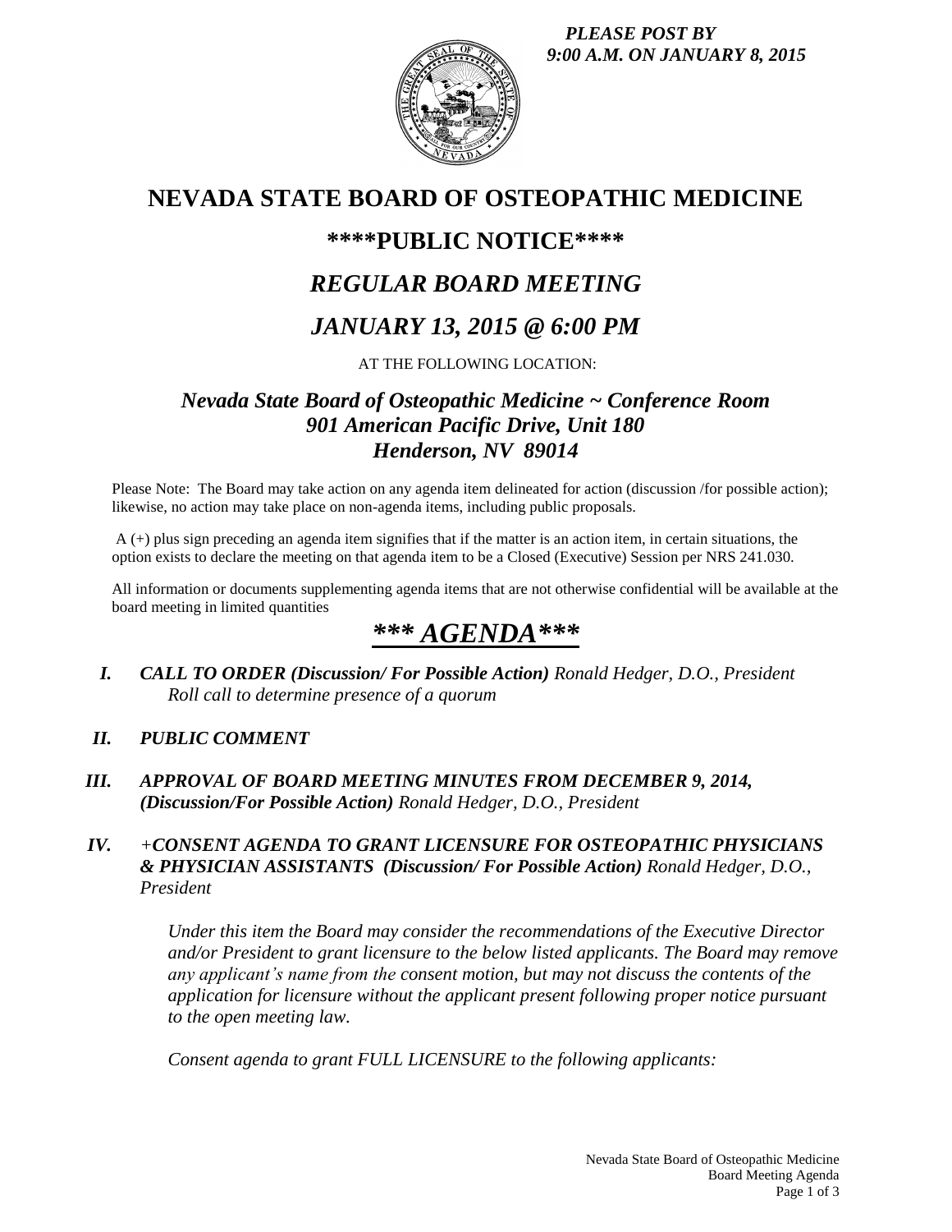***PLEASE POST BY 9:00 A.M. ON JANUARY 8, 2015***

# NEVADA STATE BOARD OF OSTEOPATHIC MEDICINE

## ****PUBLIC NOTICE****

## *REGULAR BOARD MEETING*

## *JANUARY 13, 2015 @ 6:00 PM*

AT THE FOLLOWING LOCATION:

### *Nevada State Board of Osteopathic Medicine ~ Conference Room*
### *901 American Pacific Drive, Unit 180*
### *Henderson, NV 89014*

Please Note: The Board may take action on any agenda item delineated for action (discussion /for possible action); likewise, no action may take place on non-agenda items, including public proposals.

A (+) plus sign preceding an agenda item signifies that if the matter is an action item, in certain situations, the option exists to declare the meeting on that agenda item to be a Closed (Executive) Session per NRS 241.030.

All information or documents supplementing agenda items that are not otherwise confidential will be available at the board meeting in limited quantities

## ***\*\*\* AGENDA\*\*\****

***I. CALL TO ORDER (Discussion/ For Possible Action)*** *Ronald Hedger, D.O., President*
*Roll call to determine presence of a quorum*

***II. PUBLIC COMMENT***

***III. APPROVAL OF BOARD MEETING MINUTES FROM DECEMBER 9, 2014, (Discussion/For Possible Action)*** *Ronald Hedger, D.O., President*

***IV. +CONSENT AGENDA TO GRANT LICENSURE FOR OSTEOPATHIC PHYSICIANS & PHYSICIAN ASSISTANTS (Discussion/ For Possible Action)*** *Ronald Hedger, D.O., President*

*Under this item the Board may consider the recommendations of the Executive Director and/or President to grant licensure to the below listed applicants. The Board may remove any applicant's name from the consent motion, but may not discuss the contents of the application for licensure without the applicant present following proper notice pursuant to the open meeting law.*

*Consent agenda to grant FULL LICENSURE to the following applicants:*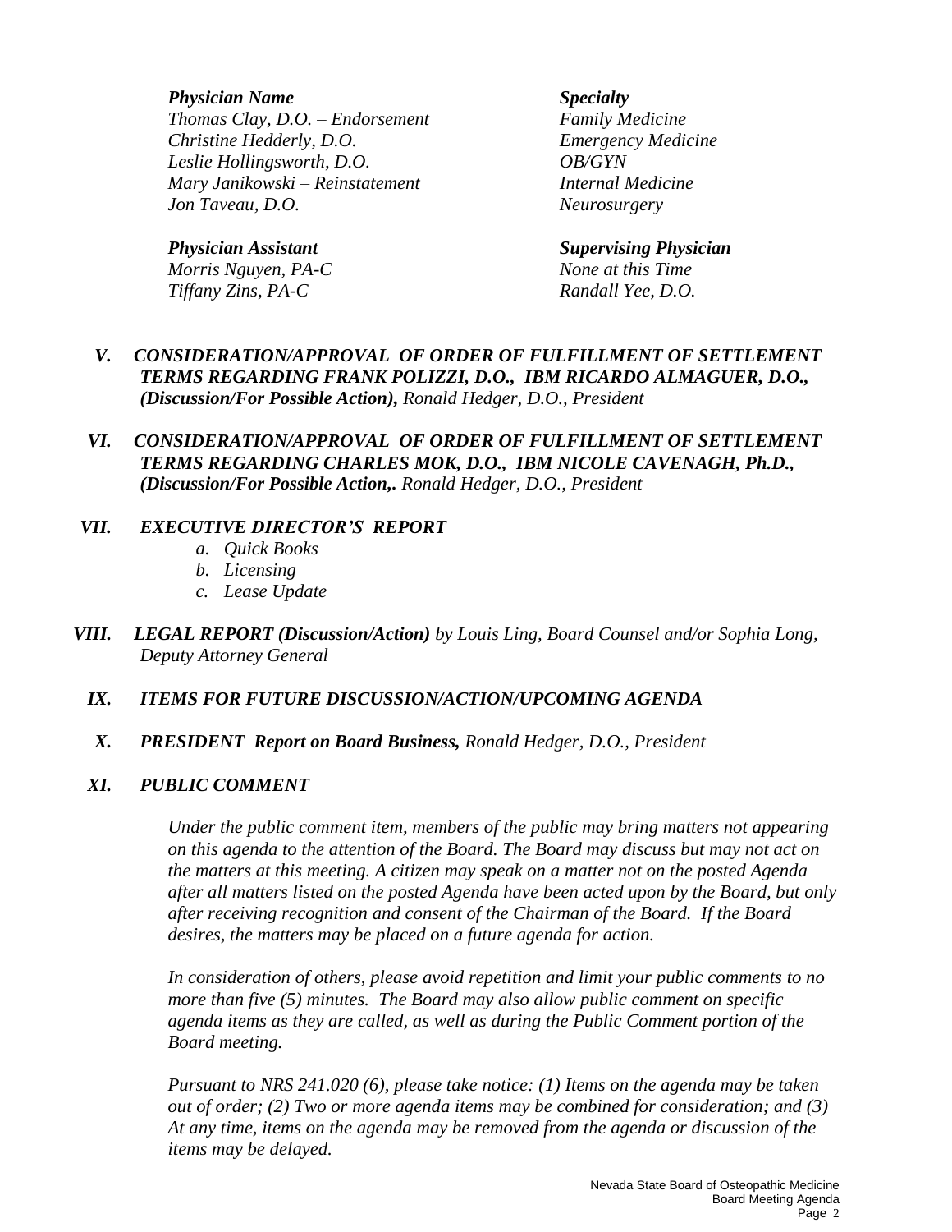| *Physician Name* | *Specialty* |
| --- | --- |
| *Thomas Clay, D.O. – Endorsement* | *Family Medicine* |
| *Christine Hedderly, D.O.* | *Emergency Medicine* |
| *Leslie Hollingsworth, D.O.* | *OB/GYN* |
| *Mary Janikowski – Reinstatement* | *Internal Medicine* |
| *Jon Taveau, D.O.* | *Neurosurgery* |

| *Physician Assistant* | *Supervising Physician* |
| --- | --- |
| *Morris Nguyen, PA-C* | *None at this Time* |
| *Tiffany Zins, PA-C* | *Randall Yee, D.O.* |

***V. CONSIDERATION/APPROVAL OF ORDER OF FULFILLMENT OF SETTLEMENT TERMS REGARDING FRANK POLIZZI, D.O., IBM RICARDO ALMAGUER, D.O., (Discussion/For Possible Action),*** *Ronald Hedger, D.O., President*

***VI. CONSIDERATION/APPROVAL OF ORDER OF FULFILLMENT OF SETTLEMENT TERMS REGARDING CHARLES MOK, D.O., IBM NICOLE CAVENAGH, Ph.D., (Discussion/For Possible Action,.*** *Ronald Hedger, D.O., President*

***VII. EXECUTIVE DIRECTOR'S REPORT***

*a. Quick Books*
*b. Licensing*
*c. Lease Update*

***VIII. LEGAL REPORT (Discussion/Action)*** *by Louis Ling, Board Counsel and/or Sophia Long, Deputy Attorney General*

***IX. ITEMS FOR FUTURE DISCUSSION/ACTION/UPCOMING AGENDA***

***X. PRESIDENT Report on Board Business,*** *Ronald Hedger, D.O., President*

***XI. PUBLIC COMMENT***

*Under the public comment item, members of the public may bring matters not appearing on this agenda to the attention of the Board. The Board may discuss but may not act on the matters at this meeting. A citizen may speak on a matter not on the posted Agenda after all matters listed on the posted Agenda have been acted upon by the Board, but only after receiving recognition and consent of the Chairman of the Board. If the Board desires, the matters may be placed on a future agenda for action.*

*In consideration of others, please avoid repetition and limit your public comments to no more than five (5) minutes. The Board may also allow public comment on specific agenda items as they are called, as well as during the Public Comment portion of the Board meeting.*

*Pursuant to NRS 241.020 (6), please take notice: (1) Items on the agenda may be taken out of order; (2) Two or more agenda items may be combined for consideration; and (3) At any time, items on the agenda may be removed from the agenda or discussion of the items may be delayed.*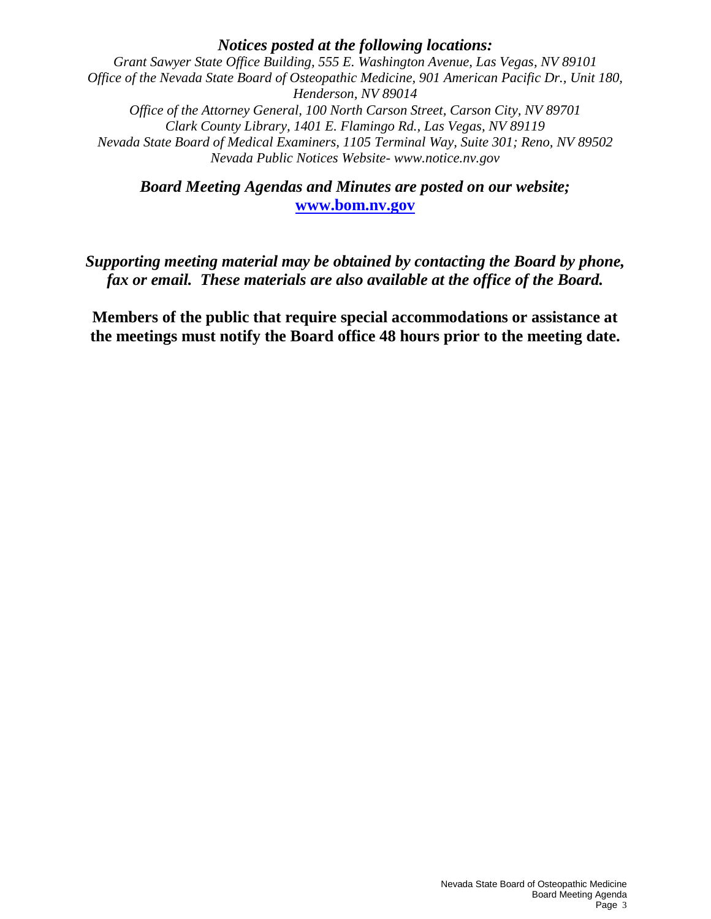***Notices posted at the following locations:***

*Grant Sawyer State Office Building, 555 E. Washington Avenue, Las Vegas, NV 89101*
*Office of the Nevada State Board of Osteopathic Medicine, 901 American Pacific Dr., Unit 180, Henderson, NV 89014*
*Office of the Attorney General, 100 North Carson Street, Carson City, NV 89701*
*Clark County Library, 1401 E. Flamingo Rd., Las Vegas, NV 89119*
*Nevada State Board of Medical Examiners, 1105 Terminal Way, Suite 301; Reno, NV 89502*
*Nevada Public Notices Website- www.notice.nv.gov*

***Board Meeting Agendas and Minutes are posted on our website;***
**www.bom.nv.gov**

***Supporting meeting material may be obtained by contacting the Board by phone, fax or email. These materials are also available at the office of the Board.***

**Members of the public that require special accommodations or assistance at the meetings must notify the Board office 48 hours prior to the meeting date.**